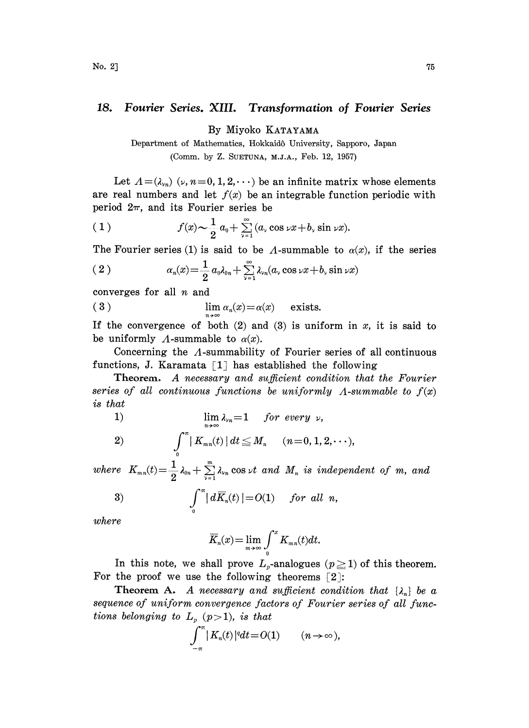# 18. Fourier Series. XIII. Transformation of Fourier Series

By Miyoko KATAYAMA

Department of Mathematics, Hokkaidô University, Sapporo, Japan

(Comm. by Z. SUETUNA, M.J.A., Feb. 12, 1957)

Let $\Lambda=(\lambda_{\nu n})$ $(\nu, n=0,1,2,\cdots)$ be an infinite matrix whose elements are real numbers and let $f(x)$ be an integrable function periodic with period $2\pi$, and its Fourier series be

$$(1)\qquad f(x)\sim\frac{1}{2}a_0+\sum_{\nu=1}^{\infty}(a_\nu\cos\nu x+b_\nu\sin\nu x).$$

The Fourier series (1) is said to be $\Lambda$-summable to $\alpha(x)$, if the series

$$(2)\qquad \alpha_n(x)=\frac{1}{2}a_0\lambda_{0n}+\sum_{\nu=1}^{\infty}\lambda_{\nu n}(a_\nu\cos\nu x+b_\nu\sin\nu x)$$

converges for all $n$ and

$$(3)\qquad \lim_{n\to\infty}\alpha_n(x)=\alpha(x)\qquad\text{exists.}$$

If the convergence of both (2) and (3) is uniform in $x$, it is said to be uniformly $\Lambda$-summable to $\alpha(x)$.

Concerning the $\Lambda$-summability of Fourier series of all continuous functions, J. Karamata [1] has established the following

**Theorem.** *A necessary and sufficient condition that the Fourier series of all continuous functions be uniformly $\Lambda$-summable to $f(x)$ is that*

1) $$\lim_{n\to\infty}\lambda_{\nu n}=1\qquad\textit{for every } \nu,$$

2) $$\int_0^\pi |K_{mn}(t)|\,dt\leqq M_n\qquad (n=0,1,2,\cdots),$$

*where* $K_{mn}(t)=\frac{1}{2}\lambda_{0n}+\sum_{\nu=1}^{m}\lambda_{\nu n}\cos\nu t$ *and* $M_n$ *is independent of* $m$, *and*

3) $$\int_0^\pi |d\overline{K}_n(t)|=O(1)\qquad\textit{for all } n,$$

*where*

$$\overline{K}_n(x)=\lim_{m\to\infty}\int_0^x K_{mn}(t)dt.$$

In this note, we shall prove $L_p$-analogues $(p\geqq 1)$ of this theorem. For the proof we use the following theorems [2]:

**Theorem A.** *A necessary and sufficient condition that $\{\lambda_n\}$ be a sequence of uniform convergence factors of Fourier series of all functions belonging to $L_p$ $(p>1)$, is that*

$$\int_{-\pi}^{\pi}|K_n(t)|^q dt=O(1)\qquad (n\to\infty),$$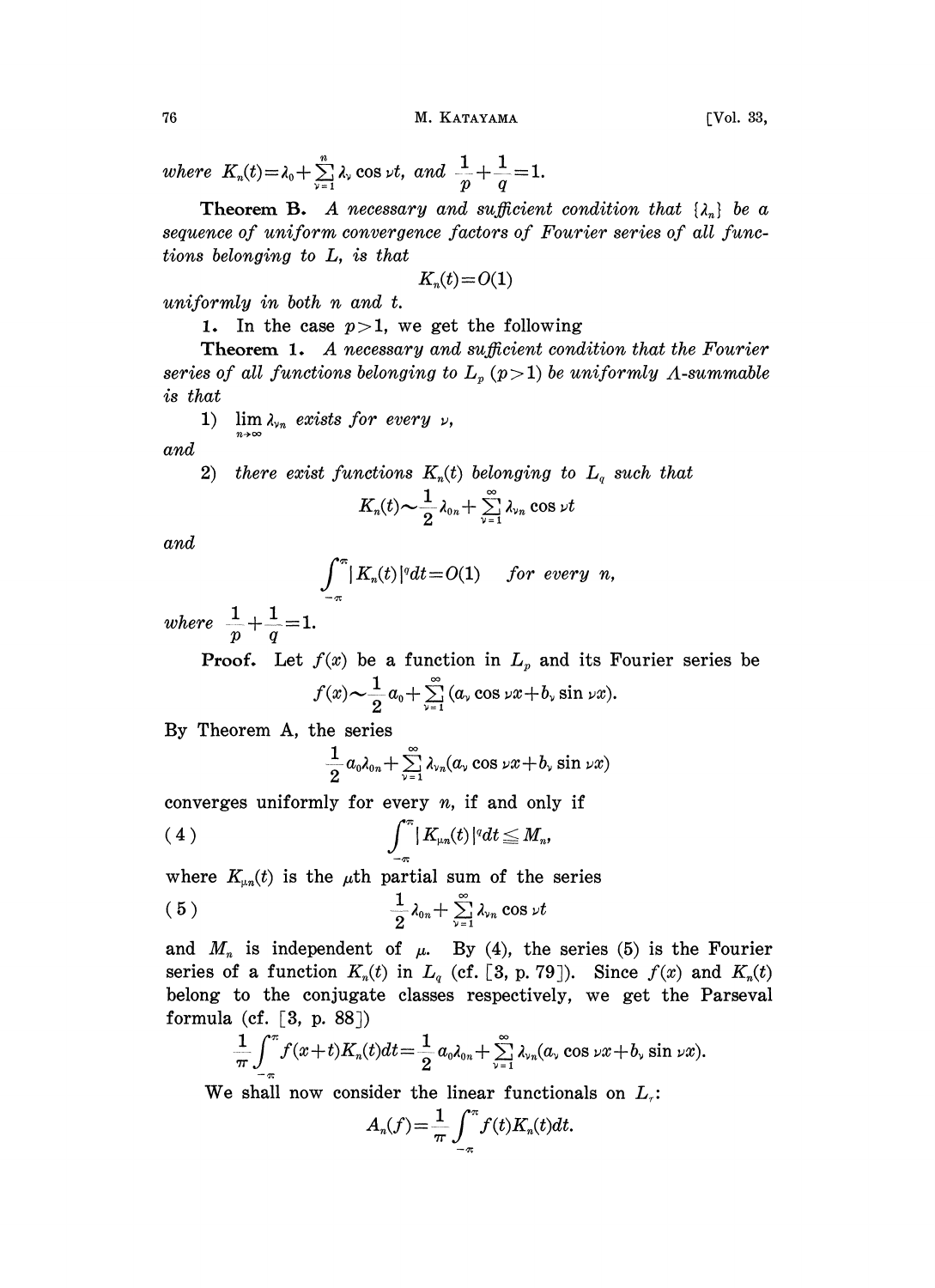where $K_n(t)=\lambda_0+\sum_{\nu=1}^{n}\lambda_\nu \cos \nu t$, and $\frac{1}{p}+\frac{1}{q}=1$.

**Theorem B.** *A necessary and sufficient condition that $\{\lambda_n\}$ be a sequence of uniform convergence factors of Fourier series of all functions belonging to $L$, is that*

$$K_n(t)=O(1)$$

*uniformly in both $n$ and $t$.*

**1.** In the case $p>1$, we get the following

**Theorem 1.** *A necessary and sufficient condition that the Fourier series of all functions belonging to $L_p$ $(p>1)$ be uniformly $\Lambda$-summable is that*

1) $\lim\limits_{n\to\infty} \lambda_{\nu n}$ *exists for every $\nu$,*

*and*

2) *there exist functions $K_n(t)$ belonging to $L_q$ such that*

$$K_n(t)\sim\frac{1}{2}\lambda_{0n}+\sum_{\nu=1}^{\infty}\lambda_{\nu n}\cos \nu t$$

*and*

$$\int_{-\pi}^{\pi}|K_n(t)|^q dt=O(1) \qquad \textit{for every } n,$$

*where* $\frac{1}{p}+\frac{1}{q}=1$.

**Proof.** Let $f(x)$ be a function in $L_p$ and its Fourier series be

$$f(x)\sim\frac{1}{2}a_0+\sum_{\nu=1}^{\infty}(a_\nu \cos \nu x+b_\nu \sin \nu x).$$

By Theorem A, the series

$$\frac{1}{2}a_0\lambda_{0n}+\sum_{\nu=1}^{\infty}\lambda_{\nu n}(a_\nu \cos \nu x+b_\nu \sin \nu x)$$

converges uniformly for every $n$, if and only if

$$\int_{-\pi}^{\pi}|K_{\mu n}(t)|^q dt\leqq M_n, \tag{4}$$

where $K_{\mu n}(t)$ is the $\mu$th partial sum of the series

$$\frac{1}{2}\lambda_{0n}+\sum_{\nu=1}^{\infty}\lambda_{\nu n}\cos \nu t \tag{5}$$

and $M_n$ is independent of $\mu$. By (4), the series (5) is the Fourier series of a function $K_n(t)$ in $L_q$ (cf. [3, p. 79]). Since $f(x)$ and $K_n(t)$ belong to the conjugate classes respectively, we get the Parseval formula (cf. [3, p. 88])

$$\frac{1}{\pi}\int_{-\pi}^{\pi}f(x+t)K_n(t)dt=\frac{1}{2}a_0\lambda_{0n}+\sum_{\nu=1}^{\infty}\lambda_{\nu n}(a_\nu \cos \nu x+b_\nu \sin \nu x).$$

We shall now consider the linear functionals on $L_r$:

$$A_n(f)=\frac{1}{\pi}\int_{-\pi}^{\pi}f(t)K_n(t)dt.$$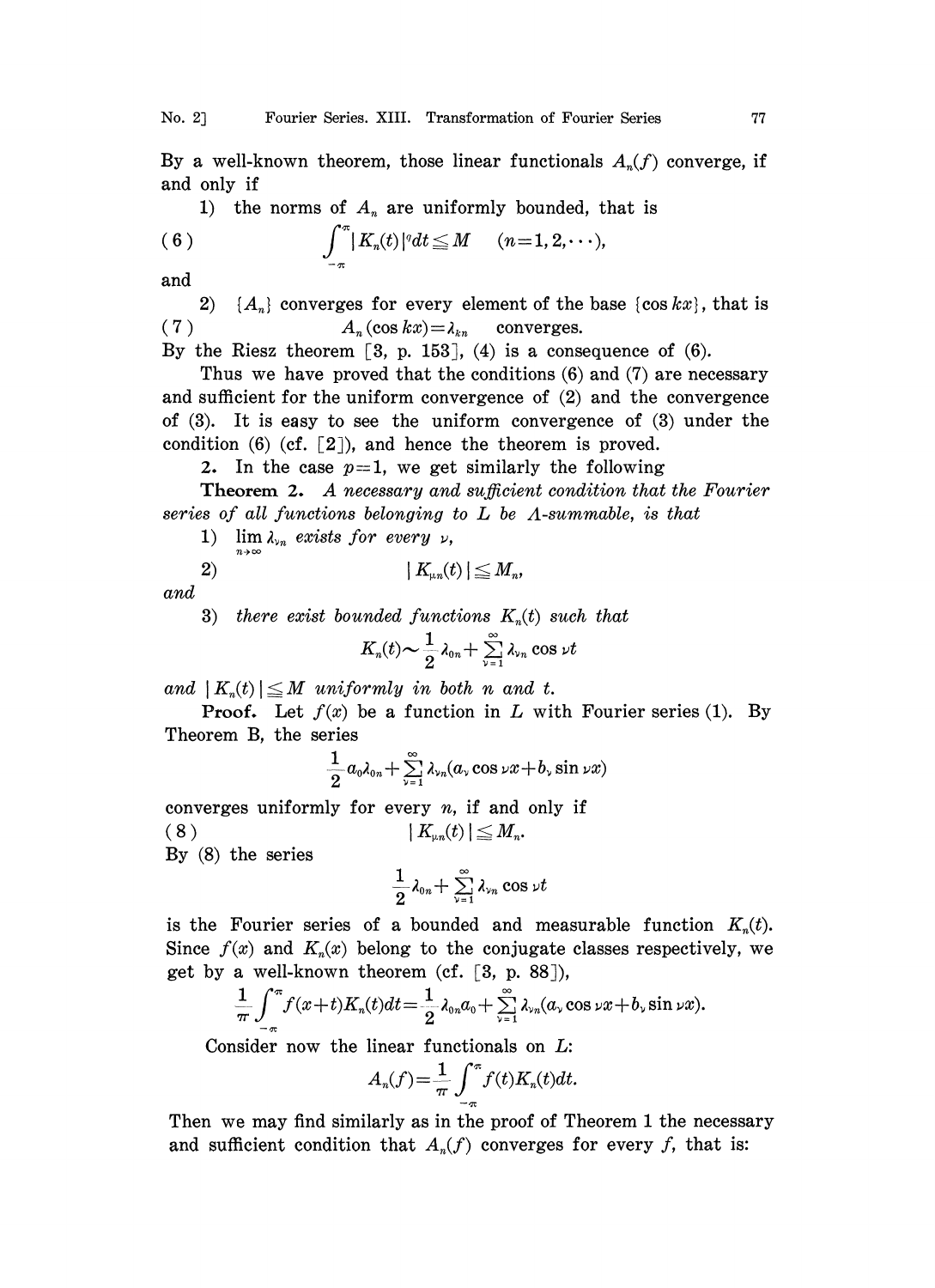By a well-known theorem, those linear functionals $A_n(f)$ converge, if and only if

1) the norms of $A_n$ are uniformly bounded, that is

$$\int_{-\pi}^{\pi} |K_n(t)|^q dt \leqq M \quad (n=1, 2, \cdots), \tag{6}$$

and

2) $\{A_n\}$ converges for every element of the base $\{\cos kx\}$, that is

$$A_n(\cos kx) = \lambda_{kn} \quad \text{converges.} \tag{7}$$

By the Riesz theorem [3, p. 153], (4) is a consequence of (6).

Thus we have proved that the conditions (6) and (7) are necessary and sufficient for the uniform convergence of (2) and the convergence of (3). It is easy to see the uniform convergence of (3) under the condition (6) (cf. [2]), and hence the theorem is proved.

**2.** In the case $p=1$, we get similarly the following

**Theorem 2.** *A necessary and sufficient condition that the Fourier series of all functions belonging to $L$ be $\Lambda$-summable, is that*

1) $\lim_{n\to\infty} \lambda_{\nu n}$ *exists for every* $\nu$,

2) $$|K_{\mu n}(t)| \leqq M_n,$$

*and*

3) *there exist bounded functions $K_n(t)$ such that*

$$K_n(t) \sim \frac{1}{2}\lambda_{0n} + \sum_{\nu=1}^{\infty} \lambda_{\nu n} \cos \nu t$$

*and $|K_n(t)| \leqq M$ uniformly in both $n$ and $t$.*

**Proof.** Let $f(x)$ be a function in $L$ with Fourier series (1). By Theorem B, the series

$$\frac{1}{2} a_0 \lambda_{0n} + \sum_{\nu=1}^{\infty} \lambda_{\nu n}(a_\nu \cos \nu x + b_\nu \sin \nu x)$$

converges uniformly for every $n$, if and only if

$$|K_{\mu n}(t)| \leqq M_n. \tag{8}$$

By (8) the series

$$\frac{1}{2}\lambda_{0n} + \sum_{\nu=1}^{\infty} \lambda_{\nu n} \cos \nu t$$

is the Fourier series of a bounded and measurable function $K_n(t)$. Since $f(x)$ and $K_n(x)$ belong to the conjugate classes respectively, we get by a well-known theorem (cf. [3, p. 88]),

$$\frac{1}{\pi}\int_{-\pi}^{\pi} f(x+t) K_n(t) dt = \frac{1}{2}\lambda_{0n} a_0 + \sum_{\nu=1}^{\infty} \lambda_{\nu n}(a_\nu \cos \nu x + b_\nu \sin \nu x).$$

Consider now the linear functionals on $L$:

$$A_n(f) = \frac{1}{\pi}\int_{-\pi}^{\pi} f(t) K_n(t) dt.$$

Then we may find similarly as in the proof of Theorem 1 the necessary and sufficient condition that $A_n(f)$ converges for every $f$, that is: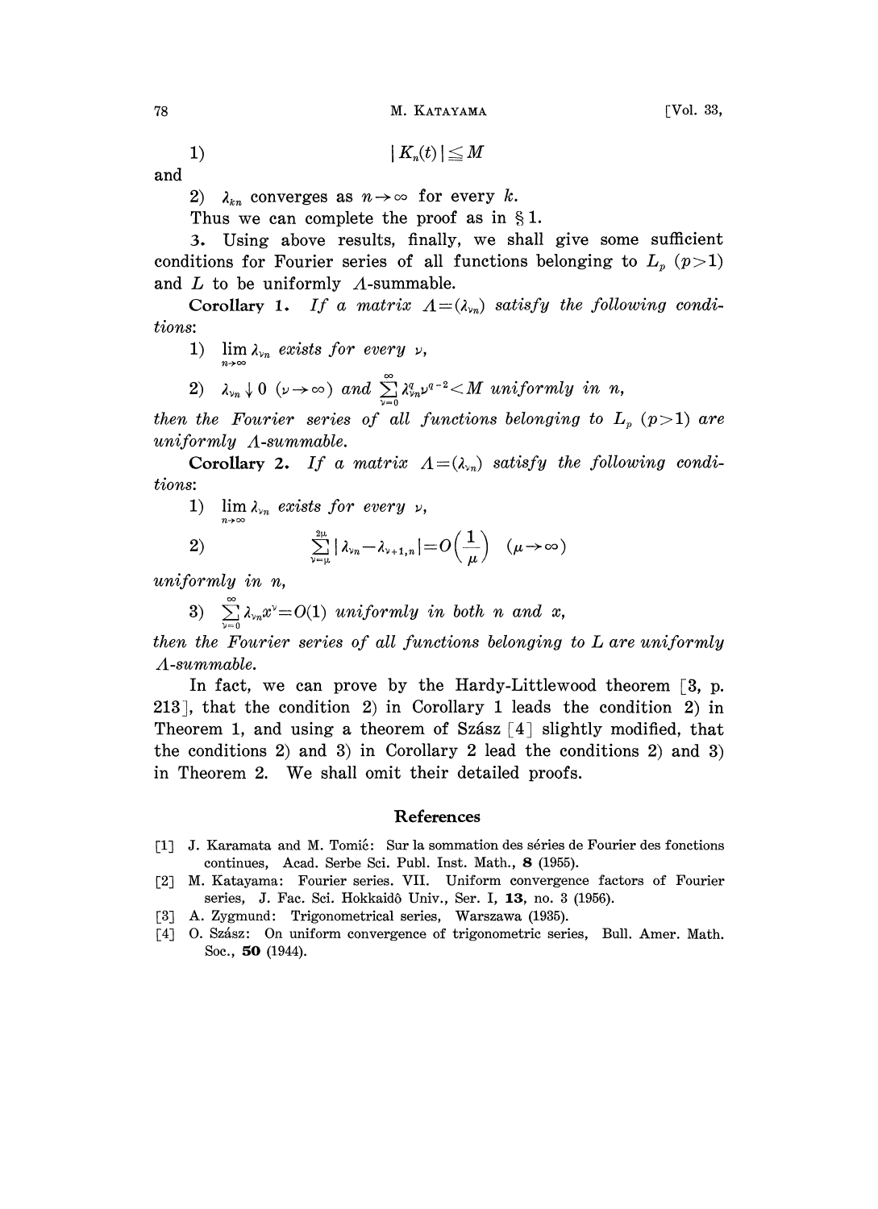1) $$|K_n(t)| \leqq M$$

and

2) $\lambda_{kn}$ converges as $n \to \infty$ for every $k$.

Thus we can complete the proof as in § 1.

**3.** Using above results, finally, we shall give some sufficient conditions for Fourier series of all functions belonging to $L_p$ $(p>1)$ and $L$ to be uniformly $\Lambda$-summable.

**Corollary 1.** *If a matrix $\Lambda=(\lambda_{\nu n})$ satisfy the following conditions:*

1) $\lim\limits_{n\to\infty} \lambda_{\nu n}$ *exists for every* $\nu$,

2) $\lambda_{\nu n} \downarrow 0$ $(\nu \to \infty)$ *and* $\sum\limits_{\nu=0}^{\infty} \lambda_{\nu n}^q \nu^{q-2} < M$ *uniformly in* $n$,

*then the Fourier series of all functions belonging to $L_p$ $(p>1)$ are uniformly $\Lambda$-summable.*

**Corollary 2.** *If a matrix $\Lambda=(\lambda_{\nu n})$ satisfy the following conditions:*

1) $\lim\limits_{n\to\infty} \lambda_{\nu n}$ *exists for every* $\nu$,

2) $$\sum_{\nu=\mu}^{2\mu} |\lambda_{\nu n} - \lambda_{\nu+1,n}| = O\left(\frac{1}{\mu}\right) \quad (\mu \to \infty)$$

*uniformly in* $n$,

3) $\sum\limits_{\nu=0}^{\infty} \lambda_{\nu n} x^{\nu} = O(1)$ *uniformly in both $n$ and $x$,*

*then the Fourier series of all functions belonging to $L$ are uniformly $\Lambda$-summable.*

In fact, we can prove by the Hardy-Littlewood theorem [3, p. 213], that the condition 2) in Corollary 1 leads the condition 2) in Theorem 1, and using a theorem of Szász [4] slightly modified, that the conditions 2) and 3) in Corollary 2 lead the conditions 2) and 3) in Theorem 2. We shall omit their detailed proofs.

## References

[1] J. Karamata and M. Tomić: Sur la sommation des séries de Fourier des fonctions continues, Acad. Serbe Sci. Publ. Inst. Math., **8** (1955).

[2] M. Katayama: Fourier series. VII. Uniform convergence factors of Fourier series, J. Fac. Sci. Hokkaidô Univ., Ser. I, **13**, no. 3 (1956).

[3] A. Zygmund: Trigonometrical series, Warszawa (1935).

[4] O. Szász: On uniform convergence of trigonometric series, Bull. Amer. Math. Soc., **50** (1944).